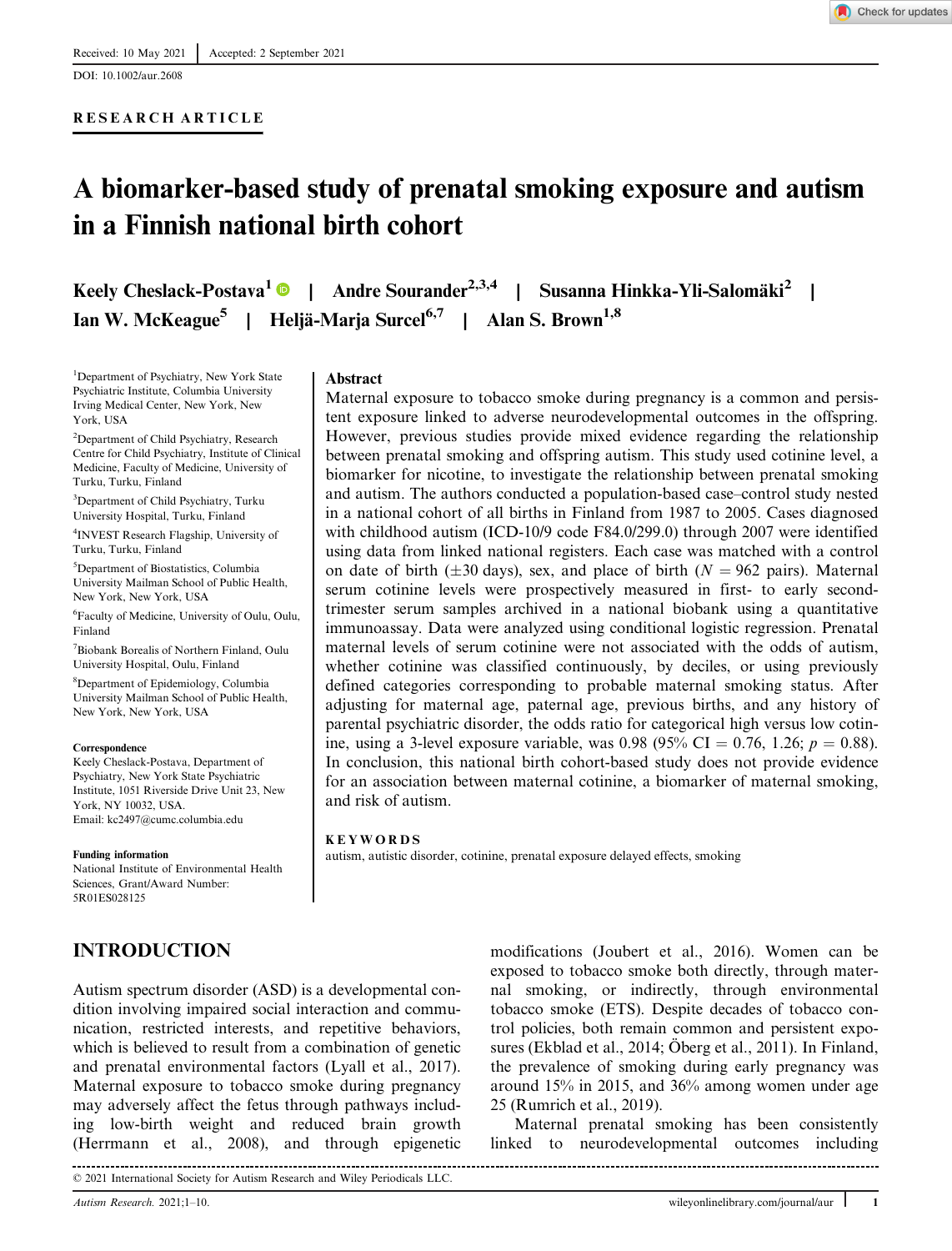Received: 10 May 2021 | Accepted: 2 September 2021

DOI: 10.1002/aur.2608

RESEARCH ARTICLE

# A biomarker-based study of prenatal smoking exposure and autism in a Finnish national birth cohort

**Keely Cheslack-Postava**[1] | **Andre Sourander**[2,3,4] | **Susanna Hinkka-Yli-Salomäki**[2] | **Ian W. McKeague**[5] | **Heljä-Marja Surcel**[6,7] | **Alan S. Brown**[1,8]

[1]Department of Psychiatry, New York State Psychiatric Institute, Columbia University Irving Medical Center, New York, New York, USA

[2]Department of Child Psychiatry, Research Centre for Child Psychiatry, Institute of Clinical Medicine, Faculty of Medicine, University of Turku, Turku, Finland

[3]Department of Child Psychiatry, Turku University Hospital, Turku, Finland

[4]INVEST Research Flagship, University of Turku, Turku, Finland

[5]Department of Biostatistics, Columbia University Mailman School of Public Health, New York, New York, USA

[6]Faculty of Medicine, University of Oulu, Oulu, Finland

[7]Biobank Borealis of Northern Finland, Oulu University Hospital, Oulu, Finland

[8]Department of Epidemiology, Columbia University Mailman School of Public Health, New York, New York, USA

**Correspondence**

Keely Cheslack-Postava, Department of Psychiatry, New York State Psychiatric Institute, 1051 Riverside Drive Unit 23, New York, NY 10032, USA.

Email: kc2497@cumc.columbia.edu

**Funding information**

National Institute of Environmental Health Sciences, Grant/Award Number: 5R01ES028125

## Abstract

Maternal exposure to tobacco smoke during pregnancy is a common and persistent exposure linked to adverse neurodevelopmental outcomes in the offspring. However, previous studies provide mixed evidence regarding the relationship between prenatal smoking and offspring autism. This study used cotinine level, a biomarker for nicotine, to investigate the relationship between prenatal smoking and autism. The authors conducted a population-based case–control study nested in a national cohort of all births in Finland from 1987 to 2005. Cases diagnosed with childhood autism (ICD-10/9 code F84.0/299.0) through 2007 were identified using data from linked national registers. Each case was matched with a control on date of birth (±30 days), sex, and place of birth ($N = 962$ pairs). Maternal serum cotinine levels were prospectively measured in first- to early second-trimester serum samples archived in a national biobank using a quantitative immunoassay. Data were analyzed using conditional logistic regression. Prenatal maternal levels of serum cotinine were not associated with the odds of autism, whether cotinine was classified continuously, by deciles, or using previously defined categories corresponding to probable maternal smoking status. After adjusting for maternal age, paternal age, previous births, and any history of parental psychiatric disorder, the odds ratio for categorical high versus low cotinine, using a 3-level exposure variable, was 0.98 (95% CI = 0.76, 1.26; $p = 0.88$). In conclusion, this national birth cohort-based study does not provide evidence for an association between maternal cotinine, a biomarker of maternal smoking, and risk of autism.

**KEYWORDS**

autism, autistic disorder, cotinine, prenatal exposure delayed effects, smoking

## INTRODUCTION

Autism spectrum disorder (ASD) is a developmental condition involving impaired social interaction and communication, restricted interests, and repetitive behaviors, which is believed to result from a combination of genetic and prenatal environmental factors (Lyall et al., 2017). Maternal exposure to tobacco smoke during pregnancy may adversely affect the fetus through pathways including low-birth weight and reduced brain growth (Herrmann et al., 2008), and through epigenetic modifications (Joubert et al., 2016). Women can be exposed to tobacco smoke both directly, through maternal smoking, or indirectly, through environmental tobacco smoke (ETS). Despite decades of tobacco control policies, both remain common and persistent exposures (Ekblad et al., 2014; Öberg et al., 2011). In Finland, the prevalence of smoking during early pregnancy was around 15% in 2015, and 36% among women under age 25 (Rumrich et al., 2019).

Maternal prenatal smoking has been consistently linked to neurodevelopmental outcomes including

© 2021 International Society for Autism Research and Wiley Periodicals LLC.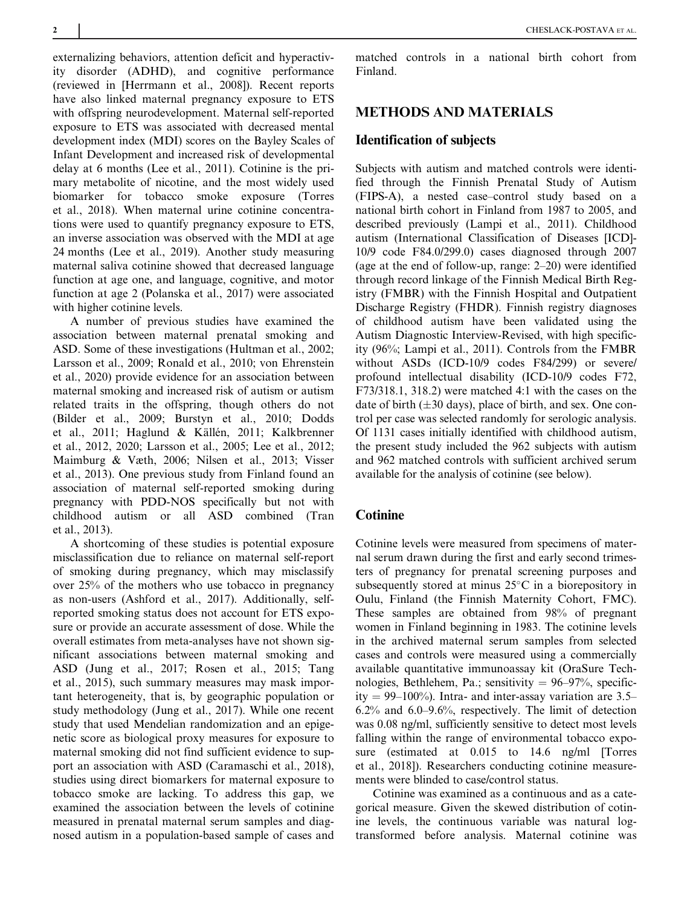externalizing behaviors, attention deficit and hyperactivity disorder (ADHD), and cognitive performance (reviewed in [Herrmann et al., 2008]). Recent reports have also linked maternal pregnancy exposure to ETS with offspring neurodevelopment. Maternal self-reported exposure to ETS was associated with decreased mental development index (MDI) scores on the Bayley Scales of Infant Development and increased risk of developmental delay at 6 months (Lee et al., 2011). Cotinine is the primary metabolite of nicotine, and the most widely used biomarker for tobacco smoke exposure (Torres et al., 2018). When maternal urine cotinine concentrations were used to quantify pregnancy exposure to ETS, an inverse association was observed with the MDI at age 24 months (Lee et al., 2019). Another study measuring maternal saliva cotinine showed that decreased language function at age one, and language, cognitive, and motor function at age 2 (Polanska et al., 2017) were associated with higher cotinine levels.

A number of previous studies have examined the association between maternal prenatal smoking and ASD. Some of these investigations (Hultman et al., 2002; Larsson et al., 2009; Ronald et al., 2010; von Ehrenstein et al., 2020) provide evidence for an association between maternal smoking and increased risk of autism or autism related traits in the offspring, though others do not (Bilder et al., 2009; Burstyn et al., 2010; Dodds et al., 2011; Haglund & Källén, 2011; Kalkbrenner et al., 2012, 2020; Larsson et al., 2005; Lee et al., 2012; Maimburg & Væth, 2006; Nilsen et al., 2013; Visser et al., 2013). One previous study from Finland found an association of maternal self-reported smoking during pregnancy with PDD-NOS specifically but not with childhood autism or all ASD combined (Tran et al., 2013).

A shortcoming of these studies is potential exposure misclassification due to reliance on maternal self-report of smoking during pregnancy, which may misclassify over 25% of the mothers who use tobacco in pregnancy as non-users (Ashford et al., 2017). Additionally, self-reported smoking status does not account for ETS exposure or provide an accurate assessment of dose. While the overall estimates from meta-analyses have not shown significant associations between maternal smoking and ASD (Jung et al., 2017; Rosen et al., 2015; Tang et al., 2015), such summary measures may mask important heterogeneity, that is, by geographic population or study methodology (Jung et al., 2017). While one recent study that used Mendelian randomization and an epigenetic score as biological proxy measures for exposure to maternal smoking did not find sufficient evidence to support an association with ASD (Caramaschi et al., 2018), studies using direct biomarkers for maternal exposure to tobacco smoke are lacking. To address this gap, we examined the association between the levels of cotinine measured in prenatal maternal serum samples and diagnosed autism in a population-based sample of cases and matched controls in a national birth cohort from Finland.

## METHODS AND MATERIALS

### Identification of subjects

Subjects with autism and matched controls were identified through the Finnish Prenatal Study of Autism (FIPS-A), a nested case–control study based on a national birth cohort in Finland from 1987 to 2005, and described previously (Lampi et al., 2011). Childhood autism (International Classification of Diseases [ICD]-10/9 code F84.0/299.0) cases diagnosed through 2007 (age at the end of follow-up, range: 2–20) were identified through record linkage of the Finnish Medical Birth Registry (FMBR) with the Finnish Hospital and Outpatient Discharge Registry (FHDR). Finnish registry diagnoses of childhood autism have been validated using the Autism Diagnostic Interview-Revised, with high specificity (96%; Lampi et al., 2011). Controls from the FMBR without ASDs (ICD-10/9 codes F84/299) or severe/profound intellectual disability (ICD-10/9 codes F72, F73/318.1, 318.2) were matched 4:1 with the cases on the date of birth (±30 days), place of birth, and sex. One control per case was selected randomly for serologic analysis. Of 1131 cases initially identified with childhood autism, the present study included the 962 subjects with autism and 962 matched controls with sufficient archived serum available for the analysis of cotinine (see below).

### Cotinine

Cotinine levels were measured from specimens of maternal serum drawn during the first and early second trimesters of pregnancy for prenatal screening purposes and subsequently stored at minus 25°C in a biorepository in Oulu, Finland (the Finnish Maternity Cohort, FMC). These samples are obtained from 98% of pregnant women in Finland beginning in 1983. The cotinine levels in the archived maternal serum samples from selected cases and controls were measured using a commercially available quantitative immunoassay kit (OraSure Technologies, Bethlehem, Pa.; sensitivity = 96–97%, specificity = 99–100%). Intra- and inter-assay variation are 3.5–6.2% and 6.0–9.6%, respectively. The limit of detection was 0.08 ng/ml, sufficiently sensitive to detect most levels falling within the range of environmental tobacco exposure (estimated at 0.015 to 14.6 ng/ml [Torres et al., 2018]). Researchers conducting cotinine measurements were blinded to case/control status.

Cotinine was examined as a continuous and as a categorical measure. Given the skewed distribution of cotinine levels, the continuous variable was natural log-transformed before analysis. Maternal cotinine was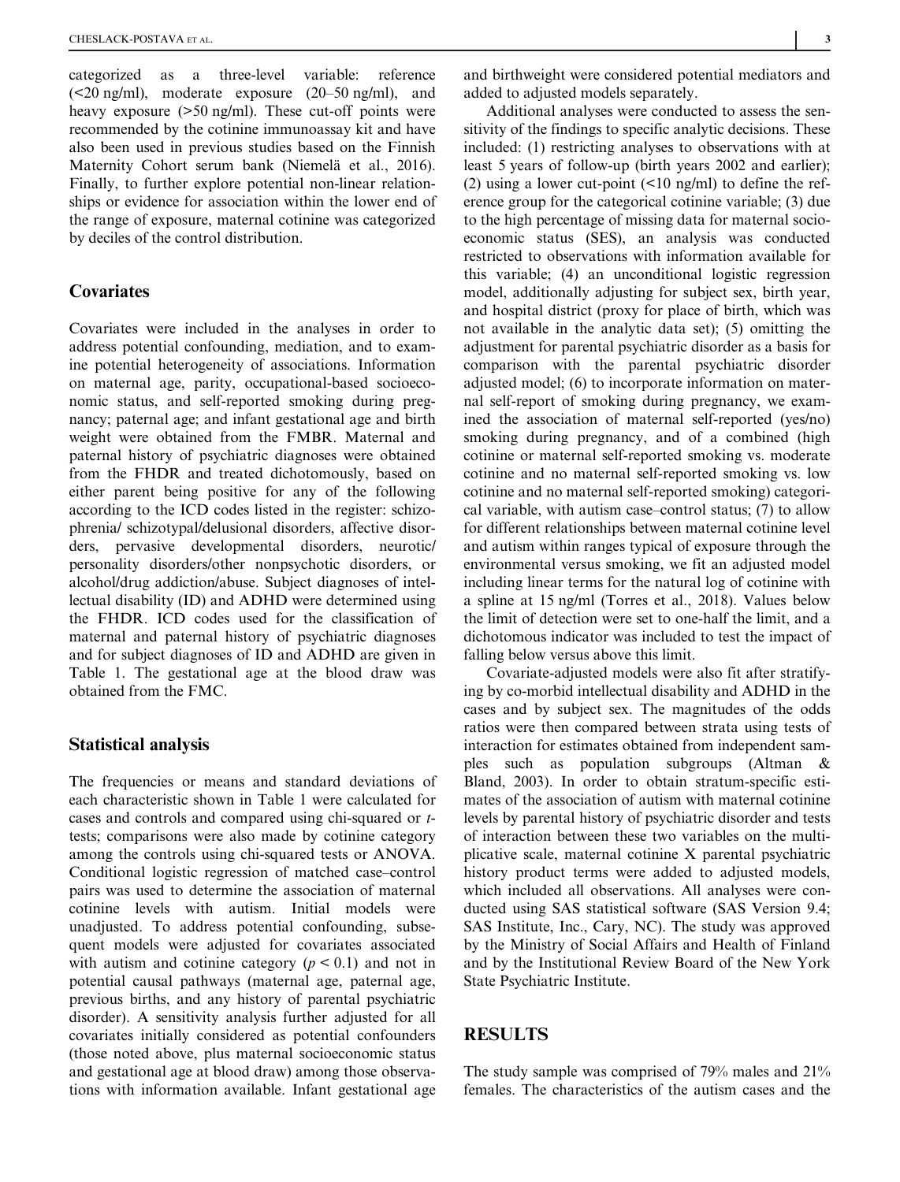categorized as a three-level variable: reference (<20 ng/ml), moderate exposure (20–50 ng/ml), and heavy exposure (>50 ng/ml). These cut-off points were recommended by the cotinine immunoassay kit and have also been used in previous studies based on the Finnish Maternity Cohort serum bank (Niemelä et al., 2016). Finally, to further explore potential non-linear relationships or evidence for association within the lower end of the range of exposure, maternal cotinine was categorized by deciles of the control distribution.

## Covariates

Covariates were included in the analyses in order to address potential confounding, mediation, and to examine potential heterogeneity of associations. Information on maternal age, parity, occupational-based socioeconomic status, and self-reported smoking during pregnancy; paternal age; and infant gestational age and birth weight were obtained from the FMBR. Maternal and paternal history of psychiatric diagnoses were obtained from the FHDR and treated dichotomously, based on either parent being positive for any of the following according to the ICD codes listed in the register: schizophrenia/ schizotypal/delusional disorders, affective disorders, pervasive developmental disorders, neurotic/ personality disorders/other nonpsychotic disorders, or alcohol/drug addiction/abuse. Subject diagnoses of intellectual disability (ID) and ADHD were determined using the FHDR. ICD codes used for the classification of maternal and paternal history of psychiatric diagnoses and for subject diagnoses of ID and ADHD are given in Table 1. The gestational age at the blood draw was obtained from the FMC.

## Statistical analysis

The frequencies or means and standard deviations of each characteristic shown in Table 1 were calculated for cases and controls and compared using chi-squared or *t*-tests; comparisons were also made by cotinine category among the controls using chi-squared tests or ANOVA. Conditional logistic regression of matched case–control pairs was used to determine the association of maternal cotinine levels with autism. Initial models were unadjusted. To address potential confounding, subsequent models were adjusted for covariates associated with autism and cotinine category ($p < 0.1$) and not in potential causal pathways (maternal age, paternal age, previous births, and any history of parental psychiatric disorder). A sensitivity analysis further adjusted for all covariates initially considered as potential confounders (those noted above, plus maternal socioeconomic status and gestational age at blood draw) among those observations with information available. Infant gestational age and birthweight were considered potential mediators and added to adjusted models separately.

Additional analyses were conducted to assess the sensitivity of the findings to specific analytic decisions. These included: (1) restricting analyses to observations with at least 5 years of follow-up (birth years 2002 and earlier); (2) using a lower cut-point (<10 ng/ml) to define the reference group for the categorical cotinine variable; (3) due to the high percentage of missing data for maternal socioeconomic status (SES), an analysis was conducted restricted to observations with information available for this variable; (4) an unconditional logistic regression model, additionally adjusting for subject sex, birth year, and hospital district (proxy for place of birth, which was not available in the analytic data set); (5) omitting the adjustment for parental psychiatric disorder as a basis for comparison with the parental psychiatric disorder adjusted model; (6) to incorporate information on maternal self-report of smoking during pregnancy, we examined the association of maternal self-reported (yes/no) smoking during pregnancy, and of a combined (high cotinine or maternal self-reported smoking vs. moderate cotinine and no maternal self-reported smoking vs. low cotinine and no maternal self-reported smoking) categorical variable, with autism case–control status; (7) to allow for different relationships between maternal cotinine level and autism within ranges typical of exposure through the environmental versus smoking, we fit an adjusted model including linear terms for the natural log of cotinine with a spline at 15 ng/ml (Torres et al., 2018). Values below the limit of detection were set to one-half the limit, and a dichotomous indicator was included to test the impact of falling below versus above this limit.

Covariate-adjusted models were also fit after stratifying by co-morbid intellectual disability and ADHD in the cases and by subject sex. The magnitudes of the odds ratios were then compared between strata using tests of interaction for estimates obtained from independent samples such as population subgroups (Altman & Bland, 2003). In order to obtain stratum-specific estimates of the association of autism with maternal cotinine levels by parental history of psychiatric disorder and tests of interaction between these two variables on the multiplicative scale, maternal cotinine X parental psychiatric history product terms were added to adjusted models, which included all observations. All analyses were conducted using SAS statistical software (SAS Version 9.4; SAS Institute, Inc., Cary, NC). The study was approved by the Ministry of Social Affairs and Health of Finland and by the Institutional Review Board of the New York State Psychiatric Institute.

## RESULTS

The study sample was comprised of 79% males and 21% females. The characteristics of the autism cases and the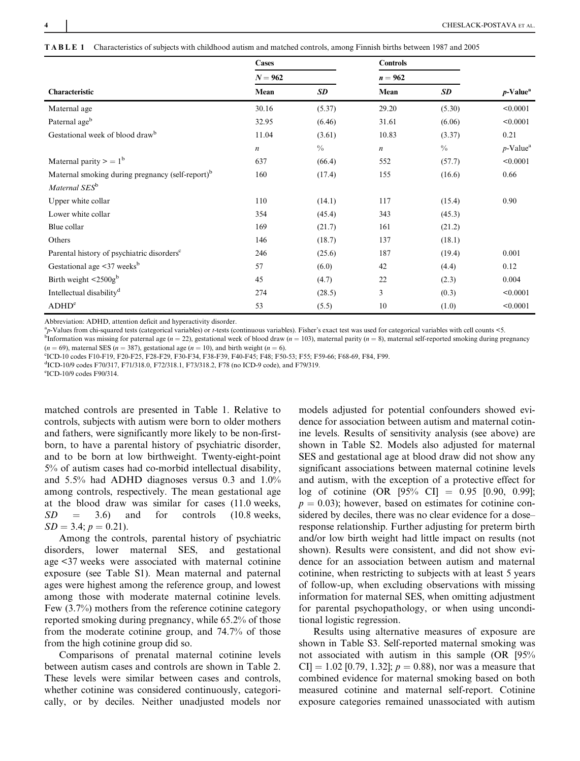**TABLE 1** Characteristics of subjects with childhood autism and matched controls, among Finnish births between 1987 and 2005

| | Cases | | Controls | | |
|---|---|---|---|---|---|
| | $N = 962$ | | $n = 962$ | | |
| **Characteristic** | **Mean** | ***SD*** | **Mean** | ***SD*** | ***p*-Value**[a] |
| Maternal age | 30.16 | (5.37) | 29.20 | (5.30) | <0.0001 |
| Paternal age[b] | 32.95 | (6.46) | 31.61 | (6.06) | <0.0001 |
| Gestational week of blood draw[b] | 11.04 | (3.61) | 10.83 | (3.37) | 0.21 |
| | *n* | % | *n* | % | *p*-Value[a] |
| Maternal parity > = 1[b] | 637 | (66.4) | 552 | (57.7) | <0.0001 |
| Maternal smoking during pregnancy (self-report)[b] | 160 | (17.4) | 155 | (16.6) | 0.66 |
| *Maternal SES*[b] | | | | | |
| Upper white collar | 110 | (14.1) | 117 | (15.4) | 0.90 |
| Lower white collar | 354 | (45.4) | 343 | (45.3) | |
| Blue collar | 169 | (21.7) | 161 | (21.2) | |
| Others | 146 | (18.7) | 137 | (18.1) | |
| Parental history of psychiatric disorders[c] | 246 | (25.6) | 187 | (19.4) | 0.001 |
| Gestational age <37 weeks[b] | 57 | (6.0) | 42 | (4.4) | 0.12 |
| Birth weight <2500g[b] | 45 | (4.7) | 22 | (2.3) | 0.004 |
| Intellectual disability[d] | 274 | (28.5) | 3 | (0.3) | <0.0001 |
| ADHD[e] | 53 | (5.5) | 10 | (1.0) | <0.0001 |

Abbreviation: ADHD, attention deficit and hyperactivity disorder.

[a]*p*-Values from chi-squared tests (categorical variables) or *t*-tests (continuous variables). Fisher's exact test was used for categorical variables with cell counts <5.

[b]Information was missing for paternal age ($n = 22$), gestational week of blood draw ($n = 103$), maternal parity ($n = 8$), maternal self-reported smoking during pregnancy ($n = 69$), maternal SES ($n = 387$), gestational age ($n = 10$), and birth weight ($n = 6$).

[c]ICD-10 codes F10-F19, F20-F25, F28-F29, F30-F34, F38-F39, F40-F45; F48; F50-53; F55; F59-66; F68-69, F84, F99.

[d]ICD-10/9 codes F70/317, F71/318.0, F72/318.1, F73/318.2, F78 (no ICD-9 code), and F79/319.

[e]ICD-10/9 codes F90/314.

matched controls are presented in Table 1. Relative to controls, subjects with autism were born to older mothers and fathers, were significantly more likely to be non-first-born, to have a parental history of psychiatric disorder, and to be born at low birthweight. Twenty-eight-point 5% of autism cases had co-morbid intellectual disability, and 5.5% had ADHD diagnoses versus 0.3 and 1.0% among controls, respectively. The mean gestational age at the blood draw was similar for cases (11.0 weeks, $SD = 3.6$) and for controls (10.8 weeks, $SD = 3.4$; $p = 0.21$).

Among the controls, parental history of psychiatric disorders, lower maternal SES, and gestational age <37 weeks were associated with maternal cotinine exposure (see Table S1). Mean maternal and paternal ages were highest among the reference group, and lowest among those with moderate maternal cotinine levels. Few (3.7%) mothers from the reference cotinine category reported smoking during pregnancy, while 65.2% of those from the moderate cotinine group, and 74.7% of those from the high cotinine group did so.

Comparisons of prenatal maternal cotinine levels between autism cases and controls are shown in Table 2. These levels were similar between cases and controls, whether cotinine was considered continuously, categorically, or by deciles. Neither unadjusted models nor models adjusted for potential confounders showed evidence for association between autism and maternal cotinine levels. Results of sensitivity analysis (see above) are shown in Table S2. Models also adjusted for maternal SES and gestational age at blood draw did not show any significant associations between maternal cotinine levels and autism, with the exception of a protective effect for log of cotinine (OR [95% CI] = 0.95 [0.90, 0.99]; $p = 0.03$); however, based on estimates for cotinine considered by deciles, there was no clear evidence for a dose–response relationship. Further adjusting for preterm birth and/or low birth weight had little impact on results (not shown). Results were consistent, and did not show evidence for an association between autism and maternal cotinine, when restricting to subjects with at least 5 years of follow-up, when excluding observations with missing information for maternal SES, when omitting adjustment for parental psychopathology, or when using unconditional logistic regression.

Results using alternative measures of exposure are shown in Table S3. Self-reported maternal smoking was not associated with autism in this sample (OR [95% CI] = 1.02 [0.79, 1.32]; $p = 0.88$), nor was a measure that combined evidence for maternal smoking based on both measured cotinine and maternal self-report. Cotinine exposure categories remained unassociated with autism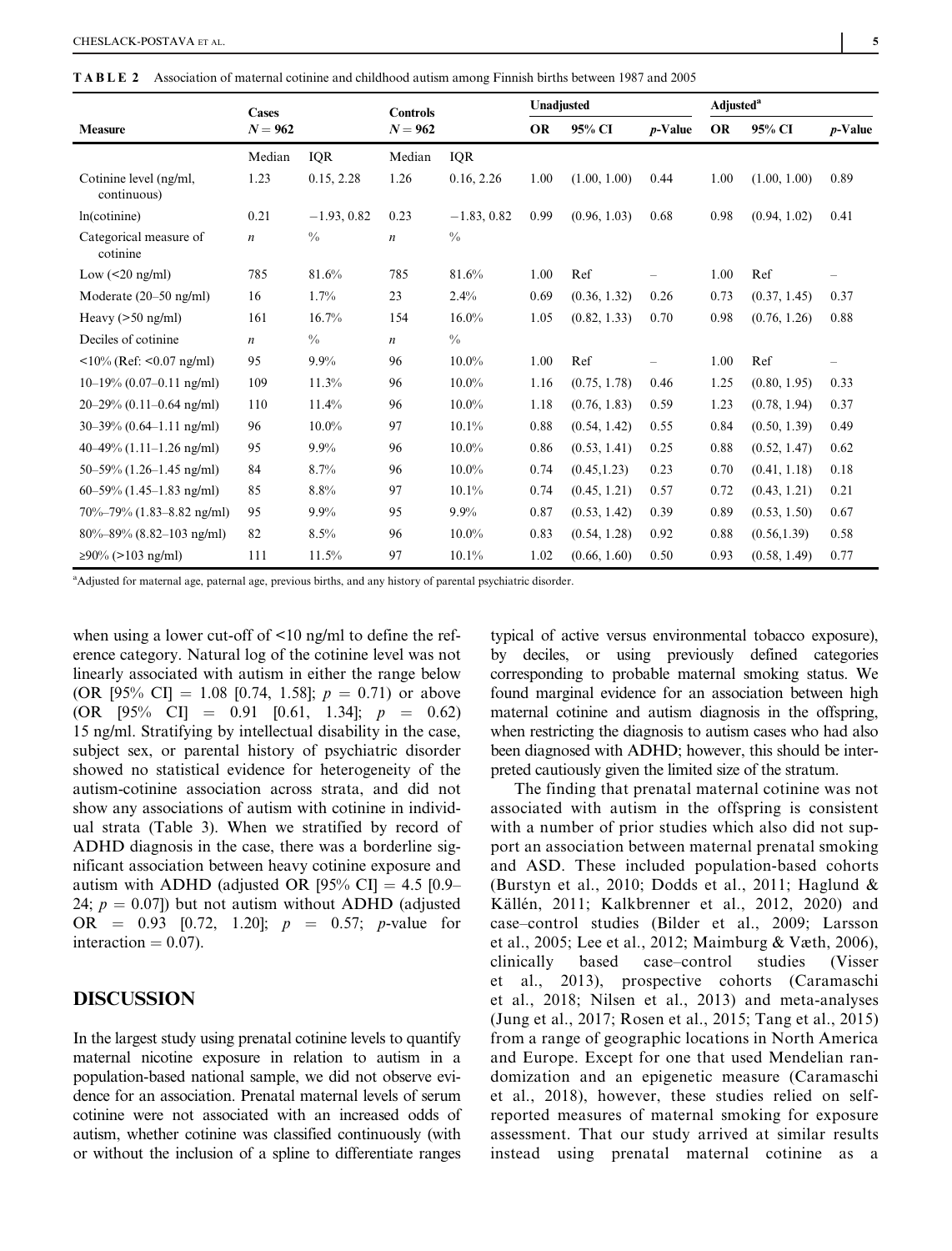**TABLE 2** Association of maternal cotinine and childhood autism among Finnish births between 1987 and 2005

| Measure | Cases N = 962 | | Controls N = 962 | | Unadjusted | | | Adjusted[a] | | |
|---|---|---|---|---|---|---|---|---|---|---|
| | | | | | OR | 95% CI | p-Value | OR | 95% CI | p-Value |
| | Median | IQR | Median | IQR | | | | | | |
| Cotinine level (ng/ml, continuous) | 1.23 | 0.15, 2.28 | 1.26 | 0.16, 2.26 | 1.00 | (1.00, 1.00) | 0.44 | 1.00 | (1.00, 1.00) | 0.89 |
| ln(cotinine) | 0.21 | −1.93, 0.82 | 0.23 | −1.83, 0.82 | 0.99 | (0.96, 1.03) | 0.68 | 0.98 | (0.94, 1.02) | 0.41 |
| Categorical measure of cotinine | n | % | n | % | | | | | | |
| Low (<20 ng/ml) | 785 | 81.6% | 785 | 81.6% | 1.00 | Ref | – | 1.00 | Ref | – |
| Moderate (20–50 ng/ml) | 16 | 1.7% | 23 | 2.4% | 0.69 | (0.36, 1.32) | 0.26 | 0.73 | (0.37, 1.45) | 0.37 |
| Heavy (>50 ng/ml) | 161 | 16.7% | 154 | 16.0% | 1.05 | (0.82, 1.33) | 0.70 | 0.98 | (0.76, 1.26) | 0.88 |
| Deciles of cotinine | n | % | n | % | | | | | | |
| <10% (Ref: <0.07 ng/ml) | 95 | 9.9% | 96 | 10.0% | 1.00 | Ref | – | 1.00 | Ref | – |
| 10–19% (0.07–0.11 ng/ml) | 109 | 11.3% | 96 | 10.0% | 1.16 | (0.75, 1.78) | 0.46 | 1.25 | (0.80, 1.95) | 0.33 |
| 20–29% (0.11–0.64 ng/ml) | 110 | 11.4% | 96 | 10.0% | 1.18 | (0.76, 1.83) | 0.59 | 1.23 | (0.78, 1.94) | 0.37 |
| 30–39% (0.64–1.11 ng/ml) | 96 | 10.0% | 97 | 10.1% | 0.88 | (0.54, 1.42) | 0.55 | 0.84 | (0.50, 1.39) | 0.49 |
| 40–49% (1.11–1.26 ng/ml) | 95 | 9.9% | 96 | 10.0% | 0.86 | (0.53, 1.41) | 0.25 | 0.88 | (0.52, 1.47) | 0.62 |
| 50–59% (1.26–1.45 ng/ml) | 84 | 8.7% | 96 | 10.0% | 0.74 | (0.45,1.23) | 0.23 | 0.70 | (0.41, 1.18) | 0.18 |
| 60–59% (1.45–1.83 ng/ml) | 85 | 8.8% | 97 | 10.1% | 0.74 | (0.45, 1.21) | 0.57 | 0.72 | (0.43, 1.21) | 0.21 |
| 70%–79% (1.83–8.82 ng/ml) | 95 | 9.9% | 95 | 9.9% | 0.87 | (0.53, 1.42) | 0.39 | 0.89 | (0.53, 1.50) | 0.67 |
| 80%–89% (8.82–103 ng/ml) | 82 | 8.5% | 96 | 10.0% | 0.83 | (0.54, 1.28) | 0.92 | 0.88 | (0.56,1.39) | 0.58 |
| ≥90% (>103 ng/ml) | 111 | 11.5% | 97 | 10.1% | 1.02 | (0.66, 1.60) | 0.50 | 0.93 | (0.58, 1.49) | 0.77 |

[a]Adjusted for maternal age, paternal age, previous births, and any history of parental psychiatric disorder.

when using a lower cut-off of <10 ng/ml to define the reference category. Natural log of the cotinine level was not linearly associated with autism in either the range below (OR [95% CI] = 1.08 [0.74, 1.58]; $p = 0.71$) or above (OR [95% CI] = 0.91 [0.61, 1.34]; $p = 0.62$) 15 ng/ml. Stratifying by intellectual disability in the case, subject sex, or parental history of psychiatric disorder showed no statistical evidence for heterogeneity of the autism-cotinine association across strata, and did not show any associations of autism with cotinine in individual strata (Table 3). When we stratified by record of ADHD diagnosis in the case, there was a borderline significant association between heavy cotinine exposure and autism with ADHD (adjusted OR [95% CI] = 4.5 [0.9–24; $p = 0.07$]) but not autism without ADHD (adjusted OR = 0.93 [0.72, 1.20]; $p = 0.57$; p-value for interaction = 0.07).

## DISCUSSION

In the largest study using prenatal cotinine levels to quantify maternal nicotine exposure in relation to autism in a population-based national sample, we did not observe evidence for an association. Prenatal maternal levels of serum cotinine were not associated with an increased odds of autism, whether cotinine was classified continuously (with or without the inclusion of a spline to differentiate ranges typical of active versus environmental tobacco exposure), by deciles, or using previously defined categories corresponding to probable maternal smoking status. We found marginal evidence for an association between high maternal cotinine and autism diagnosis in the offspring, when restricting the diagnosis to autism cases who had also been diagnosed with ADHD; however, this should be interpreted cautiously given the limited size of the stratum.

The finding that prenatal maternal cotinine was not associated with autism in the offspring is consistent with a number of prior studies which also did not support an association between maternal prenatal smoking and ASD. These included population-based cohorts (Burstyn et al., 2010; Dodds et al., 2011; Haglund & Källén, 2011; Kalkbrenner et al., 2012, 2020) and case–control studies (Bilder et al., 2009; Larsson et al., 2005; Lee et al., 2012; Maimburg & Væth, 2006), clinically based case–control studies (Visser et al., 2013), prospective cohorts (Caramaschi et al., 2018; Nilsen et al., 2013) and meta-analyses (Jung et al., 2017; Rosen et al., 2015; Tang et al., 2015) from a range of geographic locations in North America and Europe. Except for one that used Mendelian randomization and an epigenetic measure (Caramaschi et al., 2018), however, these studies relied on self-reported measures of maternal smoking for exposure assessment. That our study arrived at similar results instead using prenatal maternal cotinine as a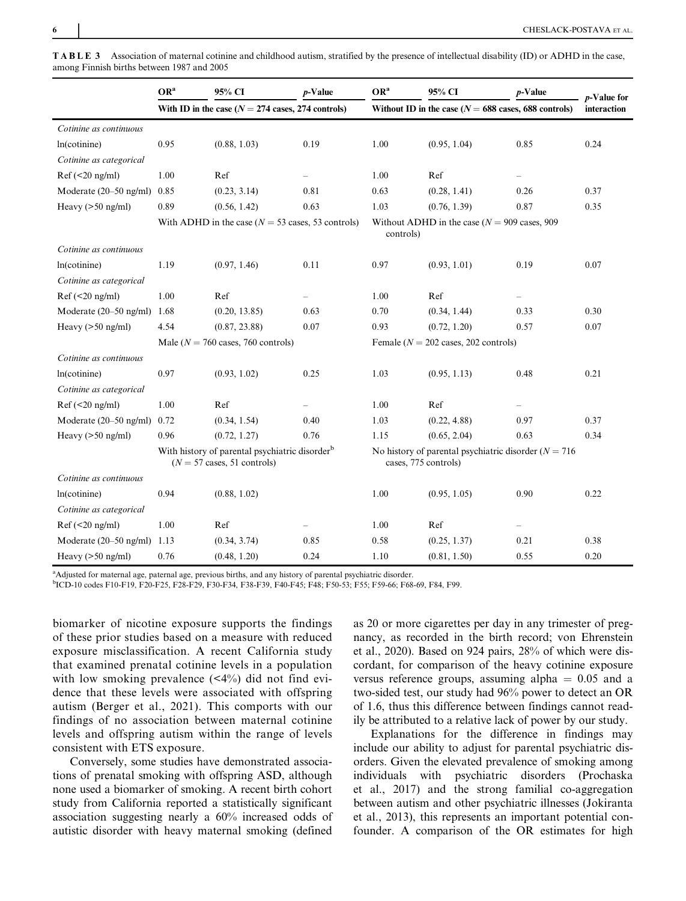**TABLE 3** Association of maternal cotinine and childhood autism, stratified by the presence of intellectual disability (ID) or ADHD in the case, among Finnish births between 1987 and 2005

| | OR[a] | 95% CI | p-Value | OR[a] | 95% CI | p-Value | p-Value for interaction |
|---|---|---|---|---|---|---|---|
| | With ID in the case (N = 274 cases, 274 controls) | | | Without ID in the case (N = 688 cases, 688 controls) | | | |
| *Cotinine as continuous* | | | | | | | |
| ln(cotinine) | 0.95 | (0.88, 1.03) | 0.19 | 1.00 | (0.95, 1.04) | 0.85 | 0.24 |
| *Cotinine as categorical* | | | | | | | |
| Ref (<20 ng/ml) | 1.00 | Ref | – | 1.00 | Ref | – | |
| Moderate (20–50 ng/ml) | 0.85 | (0.23, 3.14) | 0.81 | 0.63 | (0.28, 1.41) | 0.26 | 0.37 |
| Heavy (>50 ng/ml) | 0.89 | (0.56, 1.42) | 0.63 | 1.03 | (0.76, 1.39) | 0.87 | 0.35 |
| | With ADHD in the case (N = 53 cases, 53 controls) | | | Without ADHD in the case (N = 909 cases, 909 controls) | | | |
| *Cotinine as continuous* | | | | | | | |
| ln(cotinine) | 1.19 | (0.97, 1.46) | 0.11 | 0.97 | (0.93, 1.01) | 0.19 | 0.07 |
| *Cotinine as categorical* | | | | | | | |
| Ref (<20 ng/ml) | 1.00 | Ref | – | 1.00 | Ref | – | |
| Moderate (20–50 ng/ml) | 1.68 | (0.20, 13.85) | 0.63 | 0.70 | (0.34, 1.44) | 0.33 | 0.30 |
| Heavy (>50 ng/ml) | 4.54 | (0.87, 23.88) | 0.07 | 0.93 | (0.72, 1.20) | 0.57 | 0.07 |
| | Male (N = 760 cases, 760 controls) | | | Female (N = 202 cases, 202 controls) | | | |
| *Cotinine as continuous* | | | | | | | |
| ln(cotinine) | 0.97 | (0.93, 1.02) | 0.25 | 1.03 | (0.95, 1.13) | 0.48 | 0.21 |
| *Cotinine as categorical* | | | | | | | |
| Ref (<20 ng/ml) | 1.00 | Ref | – | 1.00 | Ref | – | |
| Moderate (20–50 ng/ml) | 0.72 | (0.34, 1.54) | 0.40 | 1.03 | (0.22, 4.88) | 0.97 | 0.37 |
| Heavy (>50 ng/ml) | 0.96 | (0.72, 1.27) | 0.76 | 1.15 | (0.65, 2.04) | 0.63 | 0.34 |
| | With history of parental psychiatric disorder[b] (N = 57 cases, 51 controls) | | | No history of parental psychiatric disorder (N = 716 cases, 775 controls) | | | |
| *Cotinine as continuous* | | | | | | | |
| ln(cotinine) | 0.94 | (0.88, 1.02) | | 1.00 | (0.95, 1.05) | 0.90 | 0.22 |
| *Cotinine as categorical* | | | | | | | |
| Ref (<20 ng/ml) | 1.00 | Ref | – | 1.00 | Ref | – | |
| Moderate (20–50 ng/ml) | 1.13 | (0.34, 3.74) | 0.85 | 0.58 | (0.25, 1.37) | 0.21 | 0.38 |
| Heavy (>50 ng/ml) | 0.76 | (0.48, 1.20) | 0.24 | 1.10 | (0.81, 1.50) | 0.55 | 0.20 |

[a]Adjusted for maternal age, paternal age, previous births, and any history of parental psychiatric disorder.
[b]ICD-10 codes F10-F19, F20-F25, F28-F29, F30-F34, F38-F39, F40-F45; F48; F50-53; F55; F59-66; F68-69, F84, F99.

biomarker of nicotine exposure supports the findings of these prior studies based on a measure with reduced exposure misclassification. A recent California study that examined prenatal cotinine levels in a population with low smoking prevalence (<4%) did not find evidence that these levels were associated with offspring autism (Berger et al., 2021). This comports with our findings of no association between maternal cotinine levels and offspring autism within the range of levels consistent with ETS exposure.

Conversely, some studies have demonstrated associations of prenatal smoking with offspring ASD, although none used a biomarker of smoking. A recent birth cohort study from California reported a statistically significant association suggesting nearly a 60% increased odds of autistic disorder with heavy maternal smoking (defined as 20 or more cigarettes per day in any trimester of pregnancy, as recorded in the birth record; von Ehrenstein et al., 2020). Based on 924 pairs, 28% of which were discordant, for comparison of the heavy cotinine exposure versus reference groups, assuming alpha = 0.05 and a two-sided test, our study had 96% power to detect an OR of 1.6, thus this difference between findings cannot readily be attributed to a relative lack of power by our study.

Explanations for the difference in findings may include our ability to adjust for parental psychiatric disorders. Given the elevated prevalence of smoking among individuals with psychiatric disorders (Prochaska et al., 2017) and the strong familial co-aggregation between autism and other psychiatric illnesses (Jokiranta et al., 2013), this represents an important potential confounder. A comparison of the OR estimates for high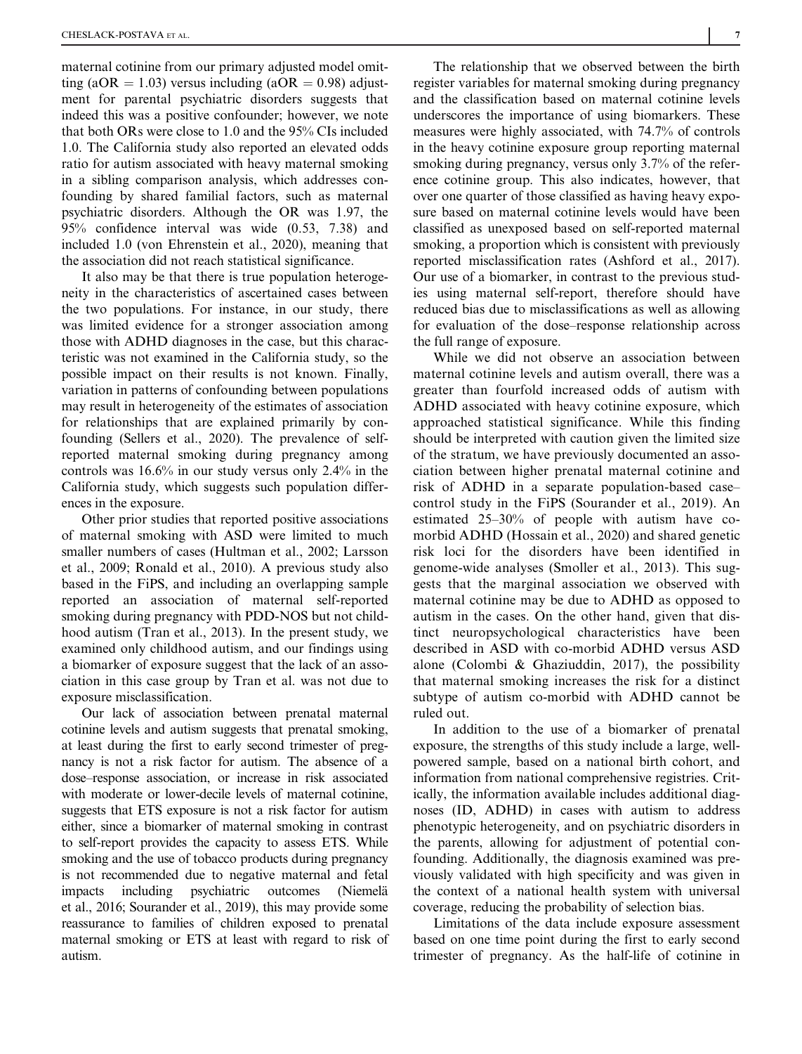maternal cotinine from our primary adjusted model omitting (aOR = 1.03) versus including (aOR = 0.98) adjustment for parental psychiatric disorders suggests that indeed this was a positive confounder; however, we note that both ORs were close to 1.0 and the 95% CIs included 1.0. The California study also reported an elevated odds ratio for autism associated with heavy maternal smoking in a sibling comparison analysis, which addresses confounding by shared familial factors, such as maternal psychiatric disorders. Although the OR was 1.97, the 95% confidence interval was wide (0.53, 7.38) and included 1.0 (von Ehrenstein et al., 2020), meaning that the association did not reach statistical significance.

It also may be that there is true population heterogeneity in the characteristics of ascertained cases between the two populations. For instance, in our study, there was limited evidence for a stronger association among those with ADHD diagnoses in the case, but this characteristic was not examined in the California study, so the possible impact on their results is not known. Finally, variation in patterns of confounding between populations may result in heterogeneity of the estimates of association for relationships that are explained primarily by confounding (Sellers et al., 2020). The prevalence of self-reported maternal smoking during pregnancy among controls was 16.6% in our study versus only 2.4% in the California study, which suggests such population differences in the exposure.

Other prior studies that reported positive associations of maternal smoking with ASD were limited to much smaller numbers of cases (Hultman et al., 2002; Larsson et al., 2009; Ronald et al., 2010). A previous study also based in the FiPS, and including an overlapping sample reported an association of maternal self-reported smoking during pregnancy with PDD-NOS but not childhood autism (Tran et al., 2013). In the present study, we examined only childhood autism, and our findings using a biomarker of exposure suggest that the lack of an association in this case group by Tran et al. was not due to exposure misclassification.

Our lack of association between prenatal maternal cotinine levels and autism suggests that prenatal smoking, at least during the first to early second trimester of pregnancy is not a risk factor for autism. The absence of a dose–response association, or increase in risk associated with moderate or lower-decile levels of maternal cotinine, suggests that ETS exposure is not a risk factor for autism either, since a biomarker of maternal smoking in contrast to self-report provides the capacity to assess ETS. While smoking and the use of tobacco products during pregnancy is not recommended due to negative maternal and fetal impacts including psychiatric outcomes (Niemelä et al., 2016; Sourander et al., 2019), this may provide some reassurance to families of children exposed to prenatal maternal smoking or ETS at least with regard to risk of autism.

The relationship that we observed between the birth register variables for maternal smoking during pregnancy and the classification based on maternal cotinine levels underscores the importance of using biomarkers. These measures were highly associated, with 74.7% of controls in the heavy cotinine exposure group reporting maternal smoking during pregnancy, versus only 3.7% of the reference cotinine group. This also indicates, however, that over one quarter of those classified as having heavy exposure based on maternal cotinine levels would have been classified as unexposed based on self-reported maternal smoking, a proportion which is consistent with previously reported misclassification rates (Ashford et al., 2017). Our use of a biomarker, in contrast to the previous studies using maternal self-report, therefore should have reduced bias due to misclassifications as well as allowing for evaluation of the dose–response relationship across the full range of exposure.

While we did not observe an association between maternal cotinine levels and autism overall, there was a greater than fourfold increased odds of autism with ADHD associated with heavy cotinine exposure, which approached statistical significance. While this finding should be interpreted with caution given the limited size of the stratum, we have previously documented an association between higher prenatal maternal cotinine and risk of ADHD in a separate population-based case–control study in the FiPS (Sourander et al., 2019). An estimated 25–30% of people with autism have co-morbid ADHD (Hossain et al., 2020) and shared genetic risk loci for the disorders have been identified in genome-wide analyses (Smoller et al., 2013). This suggests that the marginal association we observed with maternal cotinine may be due to ADHD as opposed to autism in the cases. On the other hand, given that distinct neuropsychological characteristics have been described in ASD with co-morbid ADHD versus ASD alone (Colombi & Ghaziuddin, 2017), the possibility that maternal smoking increases the risk for a distinct subtype of autism co-morbid with ADHD cannot be ruled out.

In addition to the use of a biomarker of prenatal exposure, the strengths of this study include a large, well-powered sample, based on a national birth cohort, and information from national comprehensive registries. Critically, the information available includes additional diagnoses (ID, ADHD) in cases with autism to address phenotypic heterogeneity, and on psychiatric disorders in the parents, allowing for adjustment of potential confounding. Additionally, the diagnosis examined was previously validated with high specificity and was given in the context of a national health system with universal coverage, reducing the probability of selection bias.

Limitations of the data include exposure assessment based on one time point during the first to early second trimester of pregnancy. As the half-life of cotinine in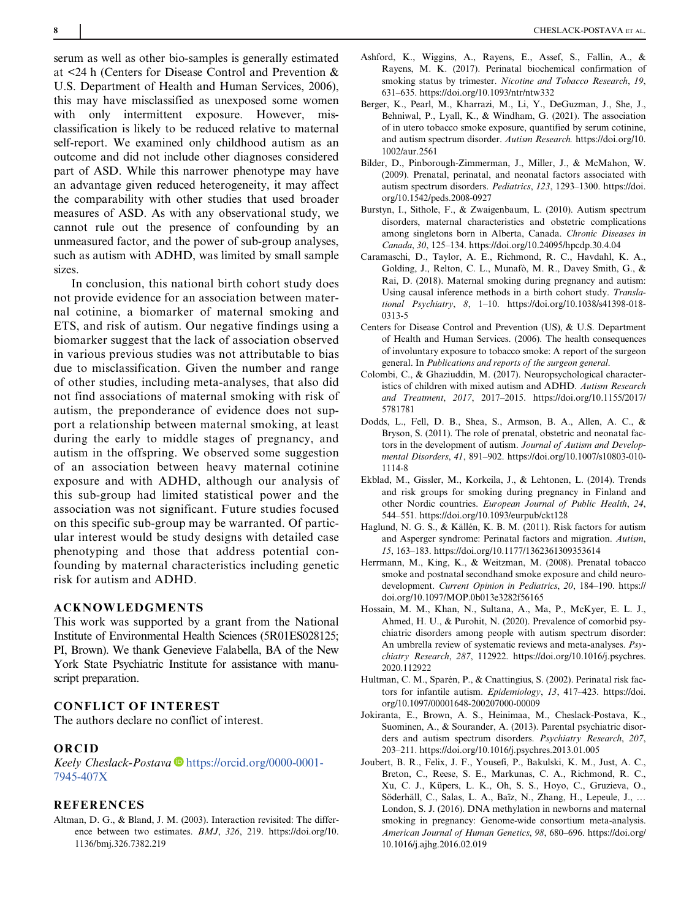serum as well as other bio-samples is generally estimated at <24 h (Centers for Disease Control and Prevention & U.S. Department of Health and Human Services, 2006), this may have misclassified as unexposed some women with only intermittent exposure. However, misclassification is likely to be reduced relative to maternal self-report. We examined only childhood autism as an outcome and did not include other diagnoses considered part of ASD. While this narrower phenotype may have an advantage given reduced heterogeneity, it may affect the comparability with other studies that used broader measures of ASD. As with any observational study, we cannot rule out the presence of confounding by an unmeasured factor, and the power of sub-group analyses, such as autism with ADHD, was limited by small sample sizes.

In conclusion, this national birth cohort study does not provide evidence for an association between maternal cotinine, a biomarker of maternal smoking and ETS, and risk of autism. Our negative findings using a biomarker suggest that the lack of association observed in various previous studies was not attributable to bias due to misclassification. Given the number and range of other studies, including meta-analyses, that also did not find associations of maternal smoking with risk of autism, the preponderance of evidence does not support a relationship between maternal smoking, at least during the early to middle stages of pregnancy, and autism in the offspring. We observed some suggestion of an association between heavy maternal cotinine exposure and with ADHD, although our analysis of this sub-group had limited statistical power and the association was not significant. Future studies focused on this specific sub-group may be warranted. Of particular interest would be study designs with detailed case phenotyping and those that address potential confounding by maternal characteristics including genetic risk for autism and ADHD.

## ACKNOWLEDGMENTS

This work was supported by a grant from the National Institute of Environmental Health Sciences (5R01ES028125; PI, Brown). We thank Genevieve Falabella, BA of the New York State Psychiatric Institute for assistance with manuscript preparation.

## CONFLICT OF INTEREST

The authors declare no conflict of interest.

## ORCID

*Keely Cheslack-Postava* https://orcid.org/0000-0001-7945-407X

## REFERENCES

Altman, D. G., & Bland, J. M. (2003). Interaction revisited: The difference between two estimates. *BMJ*, *326*, 219. https://doi.org/10.1136/bmj.326.7382.219

Ashford, K., Wiggins, A., Rayens, E., Assef, S., Fallin, A., & Rayens, M. K. (2017). Perinatal biochemical confirmation of smoking status by trimester. *Nicotine and Tobacco Research*, *19*, 631–635. https://doi.org/10.1093/ntr/ntw332

Berger, K., Pearl, M., Kharrazi, M., Li, Y., DeGuzman, J., She, J., Behniwal, P., Lyall, K., & Windham, G. (2021). The association of in utero tobacco smoke exposure, quantified by serum cotinine, and autism spectrum disorder. *Autism Research*. https://doi.org/10.1002/aur.2561

Bilder, D., Pinborough-Zimmerman, J., Miller, J., & McMahon, W. (2009). Prenatal, perinatal, and neonatal factors associated with autism spectrum disorders. *Pediatrics*, *123*, 1293–1300. https://doi.org/10.1542/peds.2008-0927

Burstyn, I., Sithole, F., & Zwaigenbaum, L. (2010). Autism spectrum disorders, maternal characteristics and obstetric complications among singletons born in Alberta, Canada. *Chronic Diseases in Canada*, *30*, 125–134. https://doi.org/10.24095/hpcdp.30.4.04

Caramaschi, D., Taylor, A. E., Richmond, R. C., Havdahl, K. A., Golding, J., Relton, C. L., Munafò, M. R., Davey Smith, G., & Rai, D. (2018). Maternal smoking during pregnancy and autism: Using causal inference methods in a birth cohort study. *Translational Psychiatry*, *8*, 1–10. https://doi.org/10.1038/s41398-018-0313-5

Centers for Disease Control and Prevention (US), & U.S. Department of Health and Human Services. (2006). The health consequences of involuntary exposure to tobacco smoke: A report of the surgeon general. In *Publications and reports of the surgeon general*.

Colombi, C., & Ghaziuddin, M. (2017). Neuropsychological characteristics of children with mixed autism and ADHD. *Autism Research and Treatment*, *2017*, 2017–2015. https://doi.org/10.1155/2017/5781781

Dodds, L., Fell, D. B., Shea, S., Armson, B. A., Allen, A. C., & Bryson, S. (2011). The role of prenatal, obstetric and neonatal factors in the development of autism. *Journal of Autism and Developmental Disorders*, *41*, 891–902. https://doi.org/10.1007/s10803-010-1114-8

Ekblad, M., Gissler, M., Korkeila, J., & Lehtonen, L. (2014). Trends and risk groups for smoking during pregnancy in Finland and other Nordic countries. *European Journal of Public Health*, *24*, 544–551. https://doi.org/10.1093/eurpub/ckt128

Haglund, N. G. S., & Källén, K. B. M. (2011). Risk factors for autism and Asperger syndrome: Perinatal factors and migration. *Autism*, *15*, 163–183. https://doi.org/10.1177/1362361309353614

Herrmann, M., King, K., & Weitzman, M. (2008). Prenatal tobacco smoke and postnatal secondhand smoke exposure and child neurodevelopment. *Current Opinion in Pediatrics*, *20*, 184–190. https://doi.org/10.1097/MOP.0b013e3282f56165

Hossain, M. M., Khan, N., Sultana, A., Ma, P., McKyer, E. L. J., Ahmed, H. U., & Purohit, N. (2020). Prevalence of comorbid psychiatric disorders among people with autism spectrum disorder: An umbrella review of systematic reviews and meta-analyses. *Psychiatry Research*, *287*, 112922. https://doi.org/10.1016/j.psychres.2020.112922

Hultman, C. M., Sparén, P., & Cnattingius, S. (2002). Perinatal risk factors for infantile autism. *Epidemiology*, *13*, 417–423. https://doi.org/10.1097/00001648-200207000-00009

Jokiranta, E., Brown, A. S., Heinimaa, M., Cheslack-Postava, K., Suominen, A., & Sourander, A. (2013). Parental psychiatric disorders and autism spectrum disorders. *Psychiatry Research*, *207*, 203–211. https://doi.org/10.1016/j.psychres.2013.01.005

Joubert, B. R., Felix, J. F., Yousefi, P., Bakulski, K. M., Just, A. C., Breton, C., Reese, S. E., Markunas, C. A., Richmond, R. C., Xu, C. J., Küpers, L. K., Oh, S. S., Hoyo, C., Gruzieva, O., Söderhäll, C., Salas, L. A., Baïz, N., Zhang, H., Lepeule, J., … London, S. J. (2016). DNA methylation in newborns and maternal smoking in pregnancy: Genome-wide consortium meta-analysis. *American Journal of Human Genetics*, *98*, 680–696. https://doi.org/10.1016/j.ajhg.2016.02.019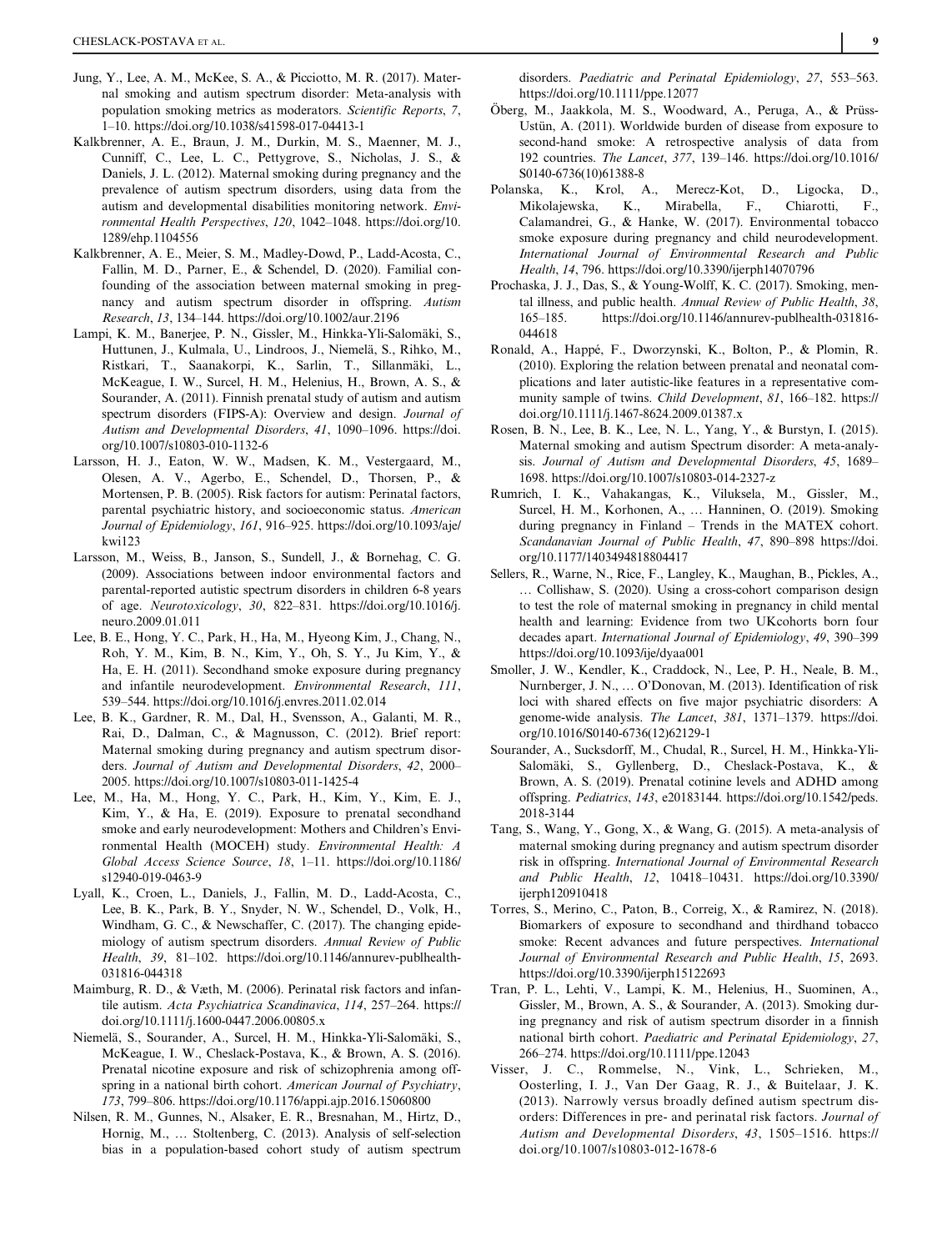Jung, Y., Lee, A. M., McKee, S. A., & Picciotto, M. R. (2017). Maternal smoking and autism spectrum disorder: Meta-analysis with population smoking metrics as moderators. *Scientific Reports*, *7*, 1–10. https://doi.org/10.1038/s41598-017-04413-1

Kalkbrenner, A. E., Braun, J. M., Durkin, M. S., Maenner, M. J., Cunniff, C., Lee, L. C., Pettygrove, S., Nicholas, J. S., & Daniels, J. L. (2012). Maternal smoking during pregnancy and the prevalence of autism spectrum disorders, using data from the autism and developmental disabilities monitoring network. *Environmental Health Perspectives*, *120*, 1042–1048. https://doi.org/10.1289/ehp.1104556

Kalkbrenner, A. E., Meier, S. M., Madley-Dowd, P., Ladd-Acosta, C., Fallin, M. D., Parner, E., & Schendel, D. (2020). Familial confounding of the association between maternal smoking in pregnancy and autism spectrum disorder in offspring. *Autism Research*, *13*, 134–144. https://doi.org/10.1002/aur.2196

Lampi, K. M., Banerjee, P. N., Gissler, M., Hinkka-Yli-Salomäki, S., Huttunen, J., Kulmala, U., Lindroos, J., Niemelä, S., Rihko, M., Ristkari, T., Saanakorpi, K., Sarlin, T., Sillanmäki, L., McKeague, I. W., Surcel, H. M., Helenius, H., Brown, A. S., & Sourander, A. (2011). Finnish prenatal study of autism and autism spectrum disorders (FIPS-A): Overview and design. *Journal of Autism and Developmental Disorders*, *41*, 1090–1096. https://doi.org/10.1007/s10803-010-1132-6

Larsson, H. J., Eaton, W. W., Madsen, K. M., Vestergaard, M., Olesen, A. V., Agerbo, E., Schendel, D., Thorsen, P., & Mortensen, P. B. (2005). Risk factors for autism: Perinatal factors, parental psychiatric history, and socioeconomic status. *American Journal of Epidemiology*, *161*, 916–925. https://doi.org/10.1093/aje/kwi123

Larsson, M., Weiss, B., Janson, S., Sundell, J., & Bornehag, C. G. (2009). Associations between indoor environmental factors and parental-reported autistic spectrum disorders in children 6-8 years of age. *Neurotoxicology*, *30*, 822–831. https://doi.org/10.1016/j.neuro.2009.01.011

Lee, B. E., Hong, Y. C., Park, H., Ha, M., Hyeong Kim, J., Chang, N., Roh, Y. M., Kim, B. N., Kim, Y., Oh, S. Y., Ju Kim, Y., & Ha, E. H. (2011). Secondhand smoke exposure during pregnancy and infantile neurodevelopment. *Environmental Research*, *111*, 539–544. https://doi.org/10.1016/j.envres.2011.02.014

Lee, B. K., Gardner, R. M., Dal, H., Svensson, A., Galanti, M. R., Rai, D., Dalman, C., & Magnusson, C. (2012). Brief report: Maternal smoking during pregnancy and autism spectrum disorders. *Journal of Autism and Developmental Disorders*, *42*, 2000–2005. https://doi.org/10.1007/s10803-011-1425-4

Lee, M., Ha, M., Hong, Y. C., Park, H., Kim, Y., Kim, E. J., Kim, Y., & Ha, E. (2019). Exposure to prenatal secondhand smoke and early neurodevelopment: Mothers and Children's Environmental Health (MOCEH) study. *Environmental Health: A Global Access Science Source*, *18*, 1–11. https://doi.org/10.1186/s12940-019-0463-9

Lyall, K., Croen, L., Daniels, J., Fallin, M. D., Ladd-Acosta, C., Lee, B. K., Park, B. Y., Snyder, N. W., Schendel, D., Volk, H., Windham, G. C., & Newschaffer, C. (2017). The changing epidemiology of autism spectrum disorders. *Annual Review of Public Health*, *39*, 81–102. https://doi.org/10.1146/annurev-publhealth-031816-044318

Maimburg, R. D., & Væth, M. (2006). Perinatal risk factors and infantile autism. *Acta Psychiatrica Scandinavica*, *114*, 257–264. https://doi.org/10.1111/j.1600-0447.2006.00805.x

Niemelä, S., Sourander, A., Surcel, H. M., Hinkka-Yli-Salomäki, S., McKeague, I. W., Cheslack-Postava, K., & Brown, A. S. (2016). Prenatal nicotine exposure and risk of schizophrenia among offspring in a national birth cohort. *American Journal of Psychiatry*, *173*, 799–806. https://doi.org/10.1176/appi.ajp.2016.15060800

Nilsen, R. M., Gunnes, N., Alsaker, E. R., Bresnahan, M., Hirtz, D., Hornig, M., … Stoltenberg, C. (2013). Analysis of self-selection bias in a population-based cohort study of autism spectrum disorders. *Paediatric and Perinatal Epidemiology*, *27*, 553–563. https://doi.org/10.1111/ppe.12077

Öberg, M., Jaakkola, M. S., Woodward, A., Peruga, A., & Prüss-Ustün, A. (2011). Worldwide burden of disease from exposure to second-hand smoke: A retrospective analysis of data from 192 countries. *The Lancet*, *377*, 139–146. https://doi.org/10.1016/S0140-6736(10)61388-8

Polanska, K., Krol, A., Merecz-Kot, D., Ligocka, D., Mikolajewska, K., Mirabella, F., Chiarotti, F., Calamandrei, G., & Hanke, W. (2017). Environmental tobacco smoke exposure during pregnancy and child neurodevelopment. *International Journal of Environmental Research and Public Health*, *14*, 796. https://doi.org/10.3390/ijerph14070796

Prochaska, J. J., Das, S., & Young-Wolff, K. C. (2017). Smoking, mental illness, and public health. *Annual Review of Public Health*, *38*, 165–185. https://doi.org/10.1146/annurev-publhealth-031816-044618

Ronald, A., Happé, F., Dworzynski, K., Bolton, P., & Plomin, R. (2010). Exploring the relation between prenatal and neonatal complications and later autistic-like features in a representative community sample of twins. *Child Development*, *81*, 166–182. https://doi.org/10.1111/j.1467-8624.2009.01387.x

Rosen, B. N., Lee, B. K., Lee, N. L., Yang, Y., & Burstyn, I. (2015). Maternal smoking and autism Spectrum disorder: A meta-analysis. *Journal of Autism and Developmental Disorders*, *45*, 1689–1698. https://doi.org/10.1007/s10803-014-2327-z

Rumrich, I. K., Vahakangas, K., Viluksela, M., Gissler, M., Surcel, H. M., Korhonen, A., … Hanninen, O. (2019). Smoking during pregnancy in Finland – Trends in the MATEX cohort. *Scandanavian Journal of Public Health*, *47*, 890–898 https://doi.org/10.1177/1403494818804417

Sellers, R., Warne, N., Rice, F., Langley, K., Maughan, B., Pickles, A., … Collishaw, S. (2020). Using a cross-cohort comparison design to test the role of maternal smoking in pregnancy in child mental health and learning: Evidence from two UKcohorts born four decades apart. *International Journal of Epidemiology*, *49*, 390–399 https://doi.org/10.1093/ije/dyaa001

Smoller, J. W., Kendler, K., Craddock, N., Lee, P. H., Neale, B. M., Nurnberger, J. N., … O'Donovan, M. (2013). Identification of risk loci with shared effects on five major psychiatric disorders: A genome-wide analysis. *The Lancet*, *381*, 1371–1379. https://doi.org/10.1016/S0140-6736(12)62129-1

Sourander, A., Sucksdorff, M., Chudal, R., Surcel, H. M., Hinkka-Yli-Salomäki, S., Gyllenberg, D., Cheslack-Postava, K., & Brown, A. S. (2019). Prenatal cotinine levels and ADHD among offspring. *Pediatrics*, *143*, e20183144. https://doi.org/10.1542/peds.2018-3144

Tang, S., Wang, Y., Gong, X., & Wang, G. (2015). A meta-analysis of maternal smoking during pregnancy and autism spectrum disorder risk in offspring. *International Journal of Environmental Research and Public Health*, *12*, 10418–10431. https://doi.org/10.3390/ijerph120910418

Torres, S., Merino, C., Paton, B., Correig, X., & Ramirez, N. (2018). Biomarkers of exposure to secondhand and thirdhand tobacco smoke: Recent advances and future perspectives. *International Journal of Environmental Research and Public Health*, *15*, 2693. https://doi.org/10.3390/ijerph15122693

Tran, P. L., Lehti, V., Lampi, K. M., Helenius, H., Suominen, A., Gissler, M., Brown, A. S., & Sourander, A. (2013). Smoking during pregnancy and risk of autism spectrum disorder in a finnish national birth cohort. *Paediatric and Perinatal Epidemiology*, *27*, 266–274. https://doi.org/10.1111/ppe.12043

Visser, J. C., Rommelse, N., Vink, L., Schrieken, M., Oosterling, I. J., Van Der Gaag, R. J., & Buitelaar, J. K. (2013). Narrowly versus broadly defined autism spectrum disorders: Differences in pre- and perinatal risk factors. *Journal of Autism and Developmental Disorders*, *43*, 1505–1516. https://doi.org/10.1007/s10803-012-1678-6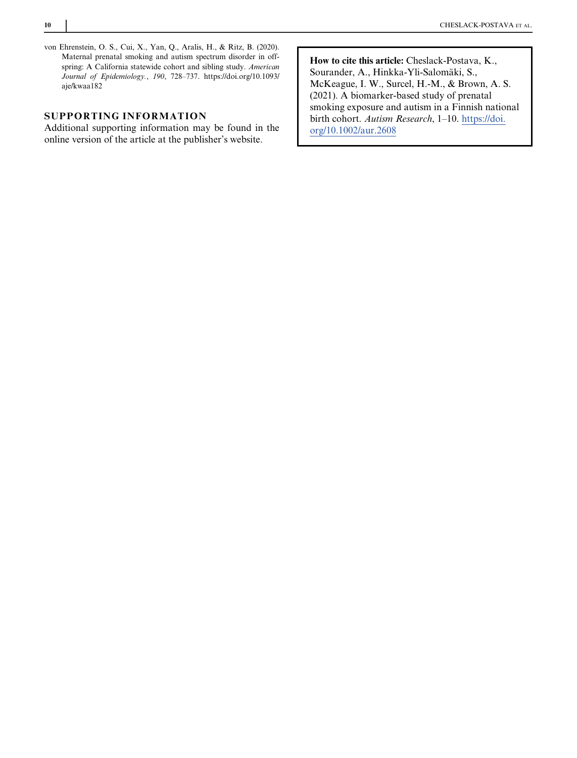von Ehrenstein, O. S., Cui, X., Yan, Q., Aralis, H., & Ritz, B. (2020). Maternal prenatal smoking and autism spectrum disorder in offspring: A California statewide cohort and sibling study. *American Journal of Epidemiology.*, *190*, 728–737. https://doi.org/10.1093/aje/kwaa182

## SUPPORTING INFORMATION

Additional supporting information may be found in the online version of the article at the publisher's website.

**How to cite this article:** Cheslack-Postava, K., Sourander, A., Hinkka-Yli-Salomäki, S., McKeague, I. W., Surcel, H.-M., & Brown, A. S. (2021). A biomarker-based study of prenatal smoking exposure and autism in a Finnish national birth cohort. *Autism Research*, 1–10. https://doi.org/10.1002/aur.2608